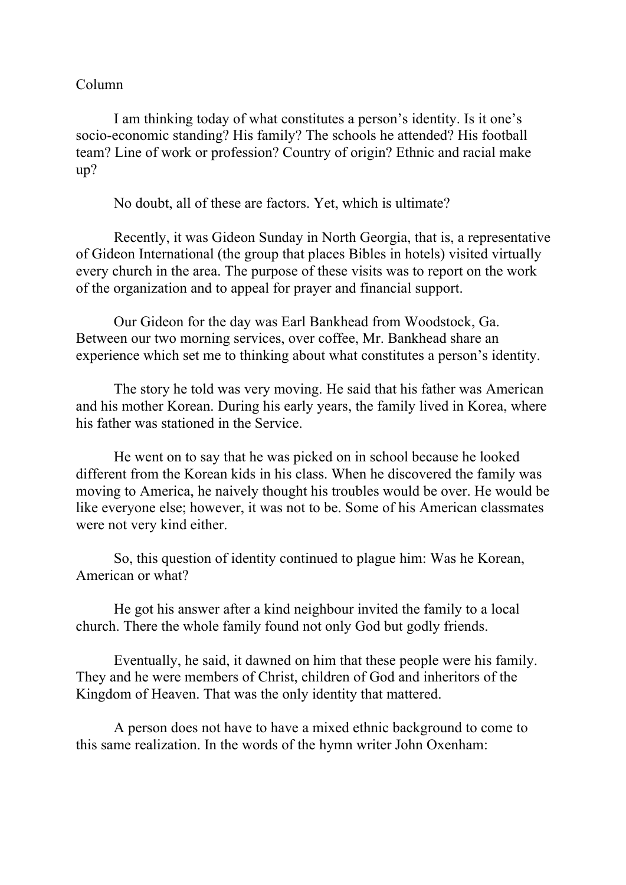Column

I am thinking today of what constitutes a person's identity. Is it one's socio-economic standing? His family? The schools he attended? His football team? Line of work or profession? Country of origin? Ethnic and racial make up?

No doubt, all of these are factors. Yet, which is ultimate?

Recently, it was Gideon Sunday in North Georgia, that is, a representative of Gideon International (the group that places Bibles in hotels) visited virtually every church in the area. The purpose of these visits was to report on the work of the organization and to appeal for prayer and financial support.

Our Gideon for the day was Earl Bankhead from Woodstock, Ga. Between our two morning services, over coffee, Mr. Bankhead share an experience which set me to thinking about what constitutes a person's identity.

The story he told was very moving. He said that his father was American and his mother Korean. During his early years, the family lived in Korea, where his father was stationed in the Service.

He went on to say that he was picked on in school because he looked different from the Korean kids in his class. When he discovered the family was moving to America, he naively thought his troubles would be over. He would be like everyone else; however, it was not to be. Some of his American classmates were not very kind either.

So, this question of identity continued to plague him: Was he Korean, American or what?

He got his answer after a kind neighbour invited the family to a local church. There the whole family found not only God but godly friends.

Eventually, he said, it dawned on him that these people were his family. They and he were members of Christ, children of God and inheritors of the Kingdom of Heaven. That was the only identity that mattered.

A person does not have to have a mixed ethnic background to come to this same realization. In the words of the hymn writer John Oxenham: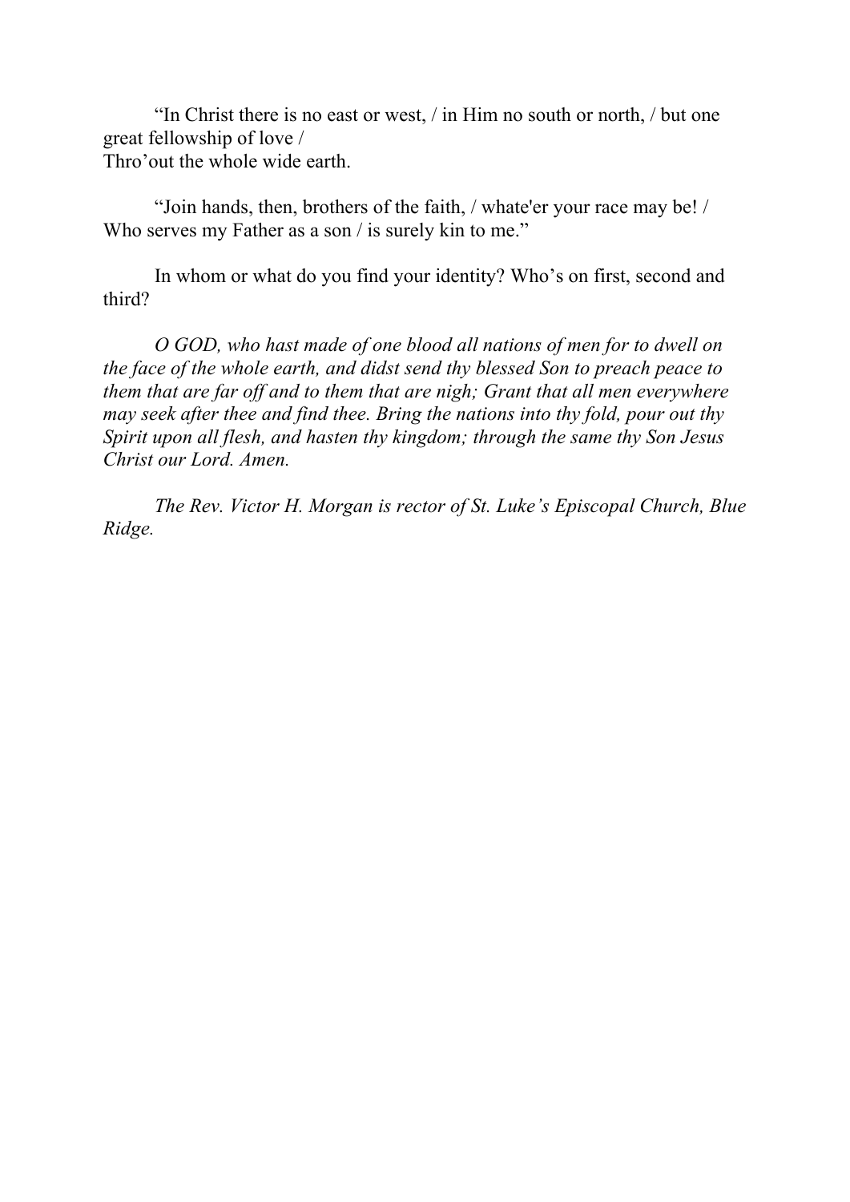“In Christ there is no east or west, / in Him no south or north, / but one great fellowship of love /
Thro’out the whole wide earth.

“Join hands, then, brothers of the faith, / whate'er your race may be! / Who serves my Father as a son / is surely kin to me.”

In whom or what do you find your identity? Who’s on first, second and third?

*O GOD, who hast made of one blood all nations of men for to dwell on the face of the whole earth, and didst send thy blessed Son to preach peace to them that are far off and to them that are nigh; Grant that all men everywhere may seek after thee and find thee. Bring the nations into thy fold, pour out thy Spirit upon all flesh, and hasten thy kingdom; through the same thy Son Jesus Christ our Lord. Amen.*

*The Rev. Victor H. Morgan is rector of St. Luke’s Episcopal Church, Blue Ridge.*